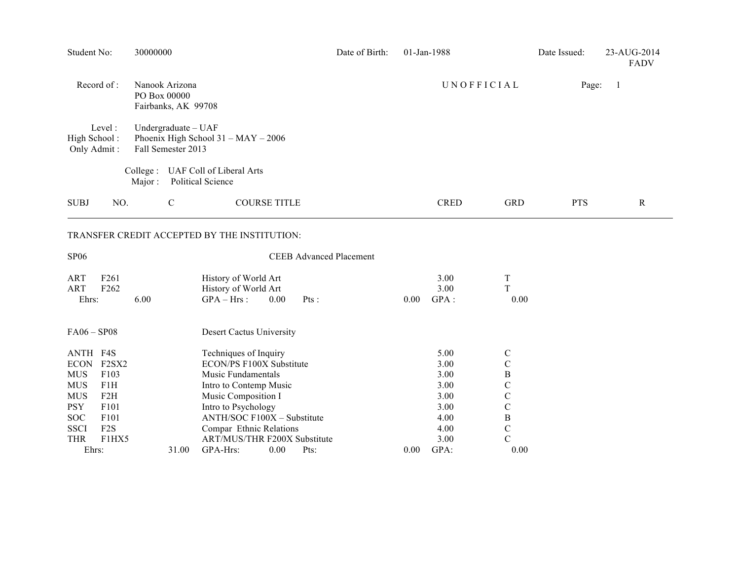Student No: 30000000 | Date of Birth: 01-Jan-1988 | Date Issued: 23-AUG-2014 FADV

Record of : Nanook Arizona
PO Box 00000
Fairbanks, AK 99708

UNOFFICIAL

Level : Undergraduate – UAF
High School : Phoenix High School 31 – MAY – 2006
Only Admit : Fall Semester 2013

College : UAF Coll of Liberal Arts
Major : Political Science

| SUBJ | NO. | C | COURSE TITLE | CRED | GRD | PTS | R |
|---|---|---|---|---|---|---|---|

TRANSFER CREDIT ACCEPTED BY THE INSTITUTION:

**SP06** — CEEB Advanced Placement

| SUBJ | NO. | C | COURSE TITLE | CRED | GRD | PTS | R |
|---|---|---|---|---|---|---|---|
| ART | F261 | | History of World Art | 3.00 | T | | |
| ART | F262 | | History of World Art | 3.00 | T | | |

Ehrs: 6.00 GPA – Hrs : 0.00 Pts : 0.00 GPA : 0.00

**FA06 – SP08** — Desert Cactus University

| SUBJ | NO. | C | COURSE TITLE | CRED | GRD | PTS | R |
|---|---|---|---|---|---|---|---|
| ANTH | F4S | | Techniques of Inquiry | 5.00 | C | | |
| ECON | F2SX2 | | ECON/PS F100X Substitute | 3.00 | C | | |
| MUS | F103 | | Music Fundamentals | 3.00 | B | | |
| MUS | F1H | | Intro to Contemp Music | 3.00 | C | | |
| MUS | F2H | | Music Composition I | 3.00 | C | | |
| PSY | F101 | | Intro to Psychology | 3.00 | C | | |
| SOC | F101 | | ANTH/SOC F100X – Substitute | 4.00 | B | | |
| SSCI | F2S | | Compar Ethnic Relations | 4.00 | C | | |
| THR | F1HX5 | | ART/MUS/THR F200X Substitute | 3.00 | C | | |

Ehrs: 31.00 GPA-Hrs: 0.00 Pts: 0.00 GPA: 0.00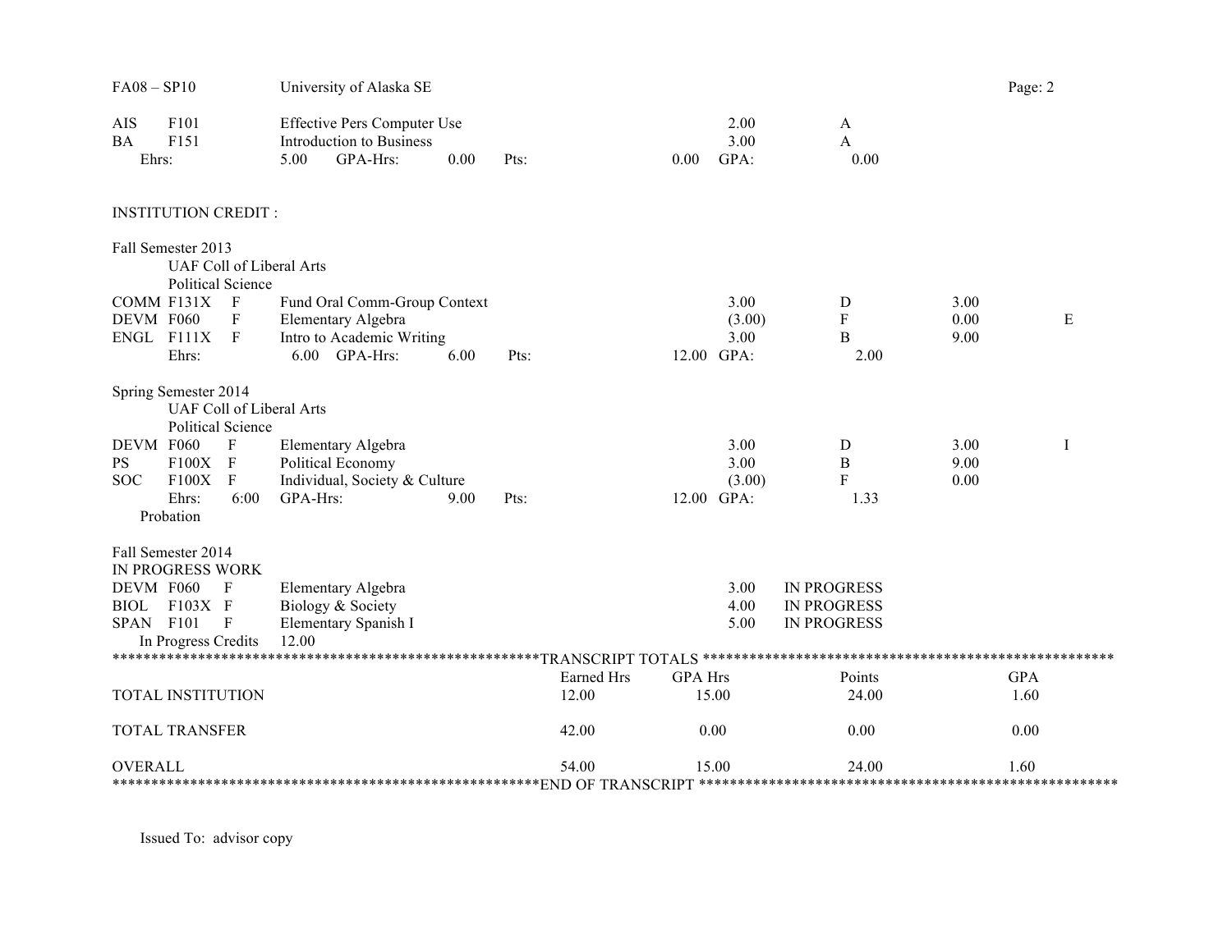FA08 – SP10 University of Alaska SE

| | | | | | | |
|---|---|---|---|---|---|---|
| AIS F101 | | Effective Pers Computer Use | 2.00 | A | | |
| BA F151 | | Introduction to Business | 3.00 | A | | |
| Ehrs: | | 5.00 GPA-Hrs: 0.00 Pts: 0.00 | GPA: | 0.00 | | |

INSTITUTION CREDIT :

Fall Semester 2013
UAF Coll of Liberal Arts
Political Science

| | | | | | | |
|---|---|---|---|---|---|---|
| COMM F131X | F | Fund Oral Comm-Group Context | 3.00 | D | 3.00 | |
| DEVM F060 | F | Elementary Algebra | (3.00) | F | 0.00 | E |
| ENGL F111X | F | Intro to Academic Writing | 3.00 | B | 9.00 | |
| Ehrs: | | 6.00 GPA-Hrs: 6.00 Pts: 12.00 | GPA: | 2.00 | | |

Spring Semester 2014
UAF Coll of Liberal Arts
Political Science

| | | | | | | |
|---|---|---|---|---|---|---|
| DEVM F060 | F | Elementary Algebra | 3.00 | D | 3.00 | I |
| PS F100X | F | Political Economy | 3.00 | B | 9.00 | |
| SOC F100X | F | Individual, Society & Culture | (3.00) | F | 0.00 | |
| Ehrs: | 6:00 | GPA-Hrs: 9.00 Pts: 12.00 | GPA: | 1.33 | | |

Probation

Fall Semester 2014
IN PROGRESS WORK

| | | | | |
|---|---|---|---|---|
| DEVM F060 | F | Elementary Algebra | 3.00 | IN PROGRESS |
| BIOL F103X | F | Biology & Society | 4.00 | IN PROGRESS |
| SPAN F101 | F | Elementary Spanish I | 5.00 | IN PROGRESS |

In Progress Credits 12.00

*******************************************************TRANSCRIPT TOTALS *******************************************************

| | Earned Hrs | GPA Hrs | Points | GPA |
|---|---|---|---|---|
| TOTAL INSTITUTION | 12.00 | 15.00 | 24.00 | 1.60 |
| TOTAL TRANSFER | 42.00 | 0.00 | 0.00 | 0.00 |
| OVERALL | 54.00 | 15.00 | 24.00 | 1.60 |

*******************************************************END OF TRANSCRIPT *******************************************************

Issued To: advisor copy